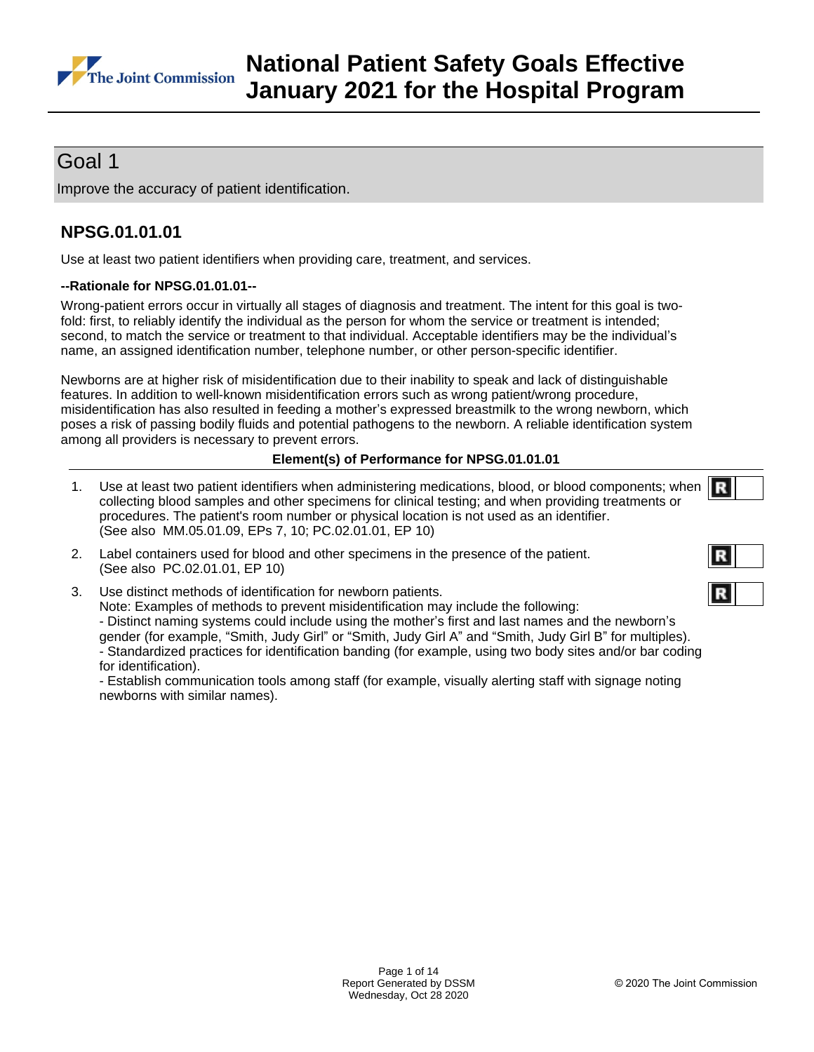# National Patient Safety Goals Effective January 2021 for the Hospital Program

## Goal 1

Improve the accuracy of patient identification.

### NPSG.01.01.01

Use at least two patient identifiers when providing care, treatment, and services.

**--Rationale for NPSG.01.01.01--**

Wrong-patient errors occur in virtually all stages of diagnosis and treatment. The intent for this goal is two-fold: first, to reliably identify the individual as the person for whom the service or treatment is intended; second, to match the service or treatment to that individual. Acceptable identifiers may be the individual's name, an assigned identification number, telephone number, or other person-specific identifier.

Newborns are at higher risk of misidentification due to their inability to speak and lack of distinguishable features. In addition to well-known misidentification errors such as wrong patient/wrong procedure, misidentification has also resulted in feeding a mother's expressed breastmilk to the wrong newborn, which poses a risk of passing bodily fluids and potential pathogens to the newborn. A reliable identification system among all providers is necessary to prevent errors.

**Element(s) of Performance for NPSG.01.01.01**

1. Use at least two patient identifiers when administering medications, blood, or blood components; when collecting blood samples and other specimens for clinical testing; and when providing treatments or procedures. The patient's room number or physical location is not used as an identifier.
   (See also MM.05.01.09, EPs 7, 10; PC.02.01.01, EP 10) **R**

2. Label containers used for blood and other specimens in the presence of the patient.
   (See also PC.02.01.01, EP 10) **R**

3. Use distinct methods of identification for newborn patients. **R**
   Note: Examples of methods to prevent misidentification may include the following:
   - Distinct naming systems could include using the mother's first and last names and the newborn's gender (for example, "Smith, Judy Girl" or "Smith, Judy Girl A" and "Smith, Judy Girl B" for multiples).
   - Standardized practices for identification banding (for example, using two body sites and/or bar coding for identification).
   - Establish communication tools among staff (for example, visually alerting staff with signage noting newborns with similar names).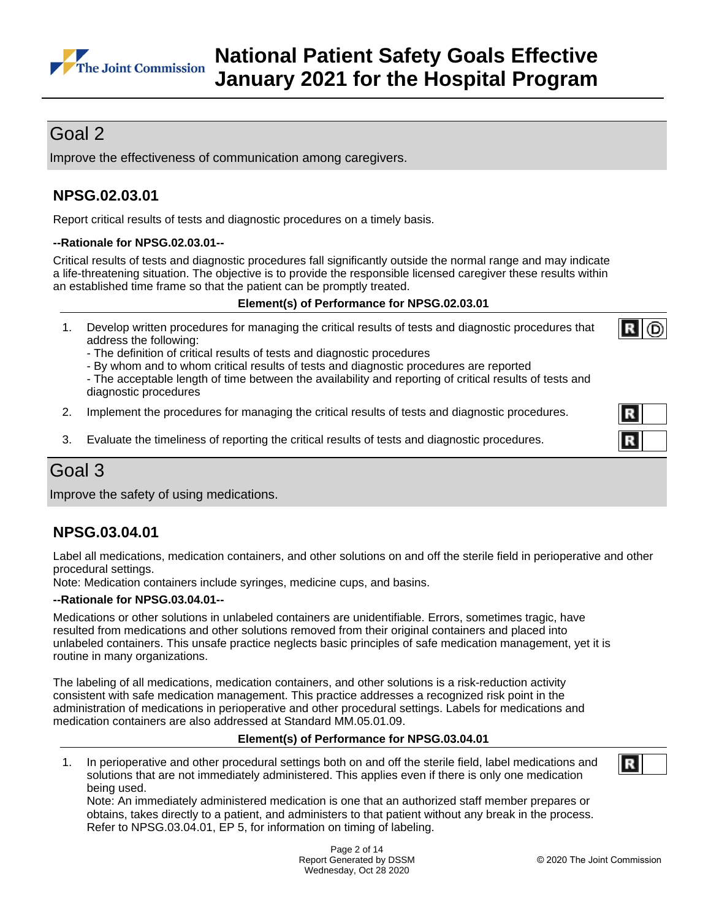## Goal 2

Improve the effectiveness of communication among caregivers.

### NPSG.02.03.01

Report critical results of tests and diagnostic procedures on a timely basis.

**--Rationale for NPSG.02.03.01--**

Critical results of tests and diagnostic procedures fall significantly outside the normal range and may indicate a life-threatening situation. The objective is to provide the responsible licensed caregiver these results within an established time frame so that the patient can be promptly treated.

**Element(s) of Performance for NPSG.02.03.01**

1. Develop written procedures for managing the critical results of tests and diagnostic procedures that address the following:
   - The definition of critical results of tests and diagnostic procedures
   - By whom and to whom critical results of tests and diagnostic procedures are reported
   - The acceptable length of time between the availability and reporting of critical results of tests and diagnostic procedures

   R D

2. Implement the procedures for managing the critical results of tests and diagnostic procedures. R

3. Evaluate the timeliness of reporting the critical results of tests and diagnostic procedures. R

## Goal 3

Improve the safety of using medications.

### NPSG.03.04.01

Label all medications, medication containers, and other solutions on and off the sterile field in perioperative and other procedural settings.
Note: Medication containers include syringes, medicine cups, and basins.

**--Rationale for NPSG.03.04.01--**

Medications or other solutions in unlabeled containers are unidentifiable. Errors, sometimes tragic, have resulted from medications and other solutions removed from their original containers and placed into unlabeled containers. This unsafe practice neglects basic principles of safe medication management, yet it is routine in many organizations.

The labeling of all medications, medication containers, and other solutions is a risk-reduction activity consistent with safe medication management. This practice addresses a recognized risk point in the administration of medications in perioperative and other procedural settings. Labels for medications and medication containers are also addressed at Standard MM.05.01.09.

**Element(s) of Performance for NPSG.03.04.01**

1. In perioperative and other procedural settings both on and off the sterile field, label medications and solutions that are not immediately administered. This applies even if there is only one medication being used.
   Note: An immediately administered medication is one that an authorized staff member prepares or obtains, takes directly to a patient, and administers to that patient without any break in the process. Refer to NPSG.03.04.01, EP 5, for information on timing of labeling.

   R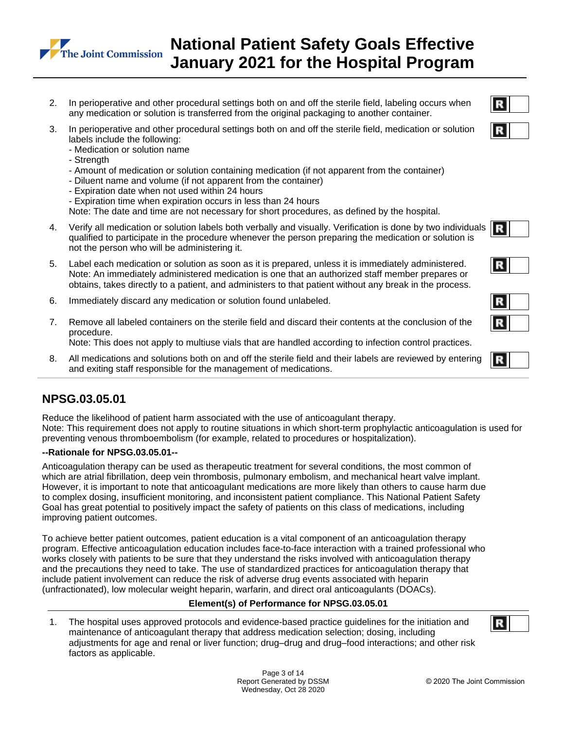2. In perioperative and other procedural settings both on and off the sterile field, labeling occurs when any medication or solution is transferred from the original packaging to another container. **R**

3. In perioperative and other procedural settings both on and off the sterile field, medication or solution labels include the following: **R**
   - Medication or solution name
   - Strength
   - Amount of medication or solution containing medication (if not apparent from the container)
   - Diluent name and volume (if not apparent from the container)
   - Expiration date when not used within 24 hours
   - Expiration time when expiration occurs in less than 24 hours

   Note: The date and time are not necessary for short procedures, as defined by the hospital.

4. Verify all medication or solution labels both verbally and visually. Verification is done by two individuals qualified to participate in the procedure whenever the person preparing the medication or solution is not the person who will be administering it. **R**

5. Label each medication or solution as soon as it is prepared, unless it is immediately administered. **R**
   Note: An immediately administered medication is one that an authorized staff member prepares or obtains, takes directly to a patient, and administers to that patient without any break in the process.

6. Immediately discard any medication or solution found unlabeled. **R**

7. Remove all labeled containers on the sterile field and discard their contents at the conclusion of the procedure. **R**
   Note: This does not apply to multiuse vials that are handled according to infection control practices.

8. All medications and solutions both on and off the sterile field and their labels are reviewed by entering and exiting staff responsible for the management of medications. **R**

## NPSG.03.05.01

Reduce the likelihood of patient harm associated with the use of anticoagulant therapy.
Note: This requirement does not apply to routine situations in which short-term prophylactic anticoagulation is used for preventing venous thromboembolism (for example, related to procedures or hospitalization).

**--Rationale for NPSG.03.05.01--**

Anticoagulation therapy can be used as therapeutic treatment for several conditions, the most common of which are atrial fibrillation, deep vein thrombosis, pulmonary embolism, and mechanical heart valve implant. However, it is important to note that anticoagulant medications are more likely than others to cause harm due to complex dosing, insufficient monitoring, and inconsistent patient compliance. This National Patient Safety Goal has great potential to positively impact the safety of patients on this class of medications, including improving patient outcomes.

To achieve better patient outcomes, patient education is a vital component of an anticoagulation therapy program. Effective anticoagulation education includes face-to-face interaction with a trained professional who works closely with patients to be sure that they understand the risks involved with anticoagulation therapy and the precautions they need to take. The use of standardized practices for anticoagulation therapy that include patient involvement can reduce the risk of adverse drug events associated with heparin (unfractionated), low molecular weight heparin, warfarin, and direct oral anticoagulants (DOACs).

**Element(s) of Performance for NPSG.03.05.01**

1. The hospital uses approved protocols and evidence-based practice guidelines for the initiation and maintenance of anticoagulant therapy that address medication selection; dosing, including adjustments for age and renal or liver function; drug–drug and drug–food interactions; and other risk factors as applicable. **R**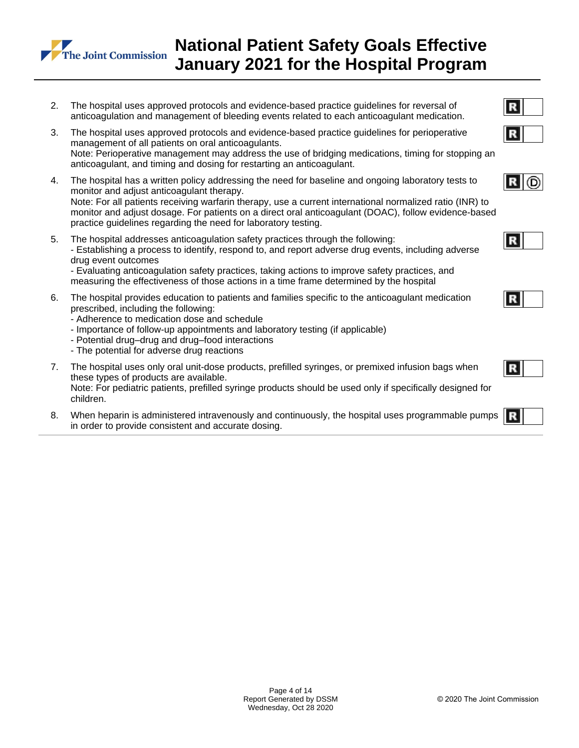2. The hospital uses approved protocols and evidence-based practice guidelines for reversal of anticoagulation and management of bleeding events related to each anticoagulant medication. **R**

3. The hospital uses approved protocols and evidence-based practice guidelines for perioperative management of all patients on oral anticoagulants.
   Note: Perioperative management may address the use of bridging medications, timing for stopping an anticoagulant, and timing and dosing for restarting an anticoagulant. **R**

4. The hospital has a written policy addressing the need for baseline and ongoing laboratory tests to monitor and adjust anticoagulant therapy.
   Note: For all patients receiving warfarin therapy, use a current international normalized ratio (INR) to monitor and adjust dosage. For patients on a direct oral anticoagulant (DOAC), follow evidence-based practice guidelines regarding the need for laboratory testing. **R** **D**

5. The hospital addresses anticoagulation safety practices through the following:
   - Establishing a process to identify, respond to, and report adverse drug events, including adverse drug event outcomes
   - Evaluating anticoagulation safety practices, taking actions to improve safety practices, and measuring the effectiveness of those actions in a time frame determined by the hospital **R**

6. The hospital provides education to patients and families specific to the anticoagulant medication prescribed, including the following:
   - Adherence to medication dose and schedule
   - Importance of follow-up appointments and laboratory testing (if applicable)
   - Potential drug–drug and drug–food interactions
   - The potential for adverse drug reactions **R**

7. The hospital uses only oral unit-dose products, prefilled syringes, or premixed infusion bags when these types of products are available.
   Note: For pediatric patients, prefilled syringe products should be used only if specifically designed for children. **R**

8. When heparin is administered intravenously and continuously, the hospital uses programmable pumps in order to provide consistent and accurate dosing. **R**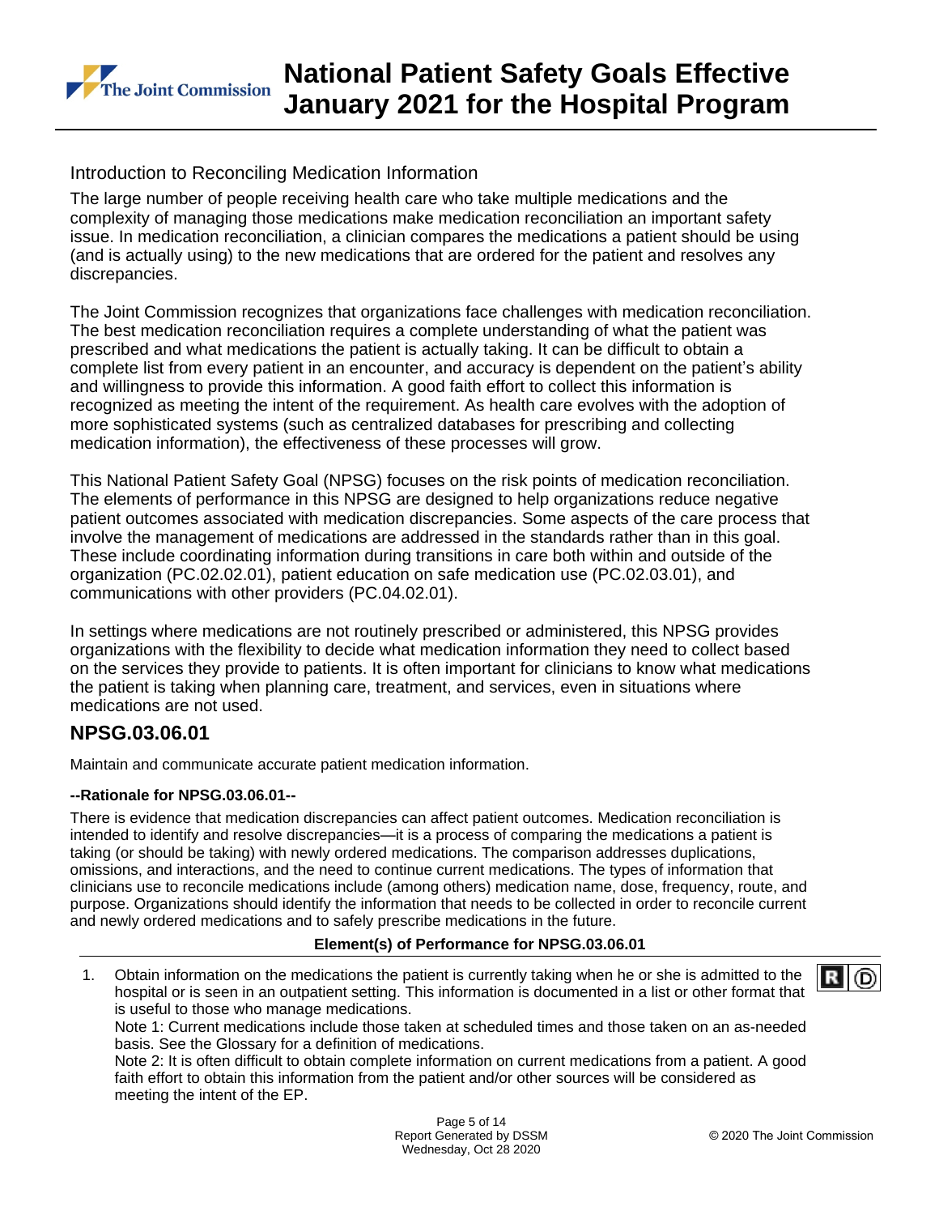## Introduction to Reconciling Medication Information

The large number of people receiving health care who take multiple medications and the complexity of managing those medications make medication reconciliation an important safety issue. In medication reconciliation, a clinician compares the medications a patient should be using (and is actually using) to the new medications that are ordered for the patient and resolves any discrepancies.

The Joint Commission recognizes that organizations face challenges with medication reconciliation. The best medication reconciliation requires a complete understanding of what the patient was prescribed and what medications the patient is actually taking. It can be difficult to obtain a complete list from every patient in an encounter, and accuracy is dependent on the patient's ability and willingness to provide this information. A good faith effort to collect this information is recognized as meeting the intent of the requirement. As health care evolves with the adoption of more sophisticated systems (such as centralized databases for prescribing and collecting medication information), the effectiveness of these processes will grow.

This National Patient Safety Goal (NPSG) focuses on the risk points of medication reconciliation. The elements of performance in this NPSG are designed to help organizations reduce negative patient outcomes associated with medication discrepancies. Some aspects of the care process that involve the management of medications are addressed in the standards rather than in this goal. These include coordinating information during transitions in care both within and outside of the organization (PC.02.02.01), patient education on safe medication use (PC.02.03.01), and communications with other providers (PC.04.02.01).

In settings where medications are not routinely prescribed or administered, this NPSG provides organizations with the flexibility to decide what medication information they need to collect based on the services they provide to patients. It is often important for clinicians to know what medications the patient is taking when planning care, treatment, and services, even in situations where medications are not used.

## NPSG.03.06.01

Maintain and communicate accurate patient medication information.

**--Rationale for NPSG.03.06.01--**

There is evidence that medication discrepancies can affect patient outcomes. Medication reconciliation is intended to identify and resolve discrepancies—it is a process of comparing the medications a patient is taking (or should be taking) with newly ordered medications. The comparison addresses duplications, omissions, and interactions, and the need to continue current medications. The types of information that clinicians use to reconcile medications include (among others) medication name, dose, frequency, route, and purpose. Organizations should identify the information that needs to be collected in order to reconcile current and newly ordered medications and to safely prescribe medications in the future.

**Element(s) of Performance for NPSG.03.06.01**

1. Obtain information on the medications the patient is currently taking when he or she is admitted to the hospital or is seen in an outpatient setting. This information is documented in a list or other format that is useful to those who manage medications. (R) (D)
   Note 1: Current medications include those taken at scheduled times and those taken on an as-needed basis. See the Glossary for a definition of medications.
   Note 2: It is often difficult to obtain complete information on current medications from a patient. A good faith effort to obtain this information from the patient and/or other sources will be considered as meeting the intent of the EP.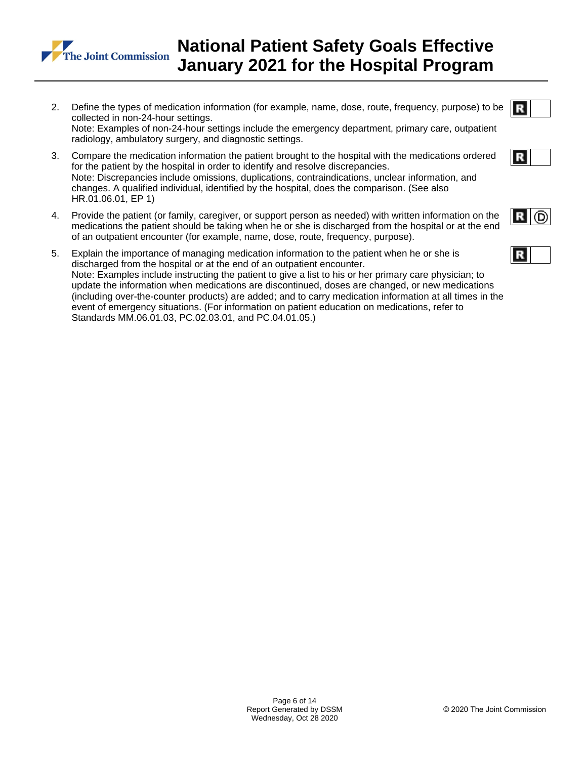2. Define the types of medication information (for example, name, dose, route, frequency, purpose) to be collected in non-24-hour settings.
   Note: Examples of non-24-hour settings include the emergency department, primary care, outpatient radiology, ambulatory surgery, and diagnostic settings.

3. Compare the medication information the patient brought to the hospital with the medications ordered for the patient by the hospital in order to identify and resolve discrepancies.
   Note: Discrepancies include omissions, duplications, contraindications, unclear information, and changes. A qualified individual, identified by the hospital, does the comparison. (See also HR.01.06.01, EP 1)

4. Provide the patient (or family, caregiver, or support person as needed) with written information on the medications the patient should be taking when he or she is discharged from the hospital or at the end of an outpatient encounter (for example, name, dose, route, frequency, purpose).

5. Explain the importance of managing medication information to the patient when he or she is discharged from the hospital or at the end of an outpatient encounter.
   Note: Examples include instructing the patient to give a list to his or her primary care physician; to update the information when medications are discontinued, doses are changed, or new medications (including over-the-counter products) are added; and to carry medication information at all times in the event of emergency situations. (For information on patient education on medications, refer to Standards MM.06.01.03, PC.02.03.01, and PC.04.01.05.)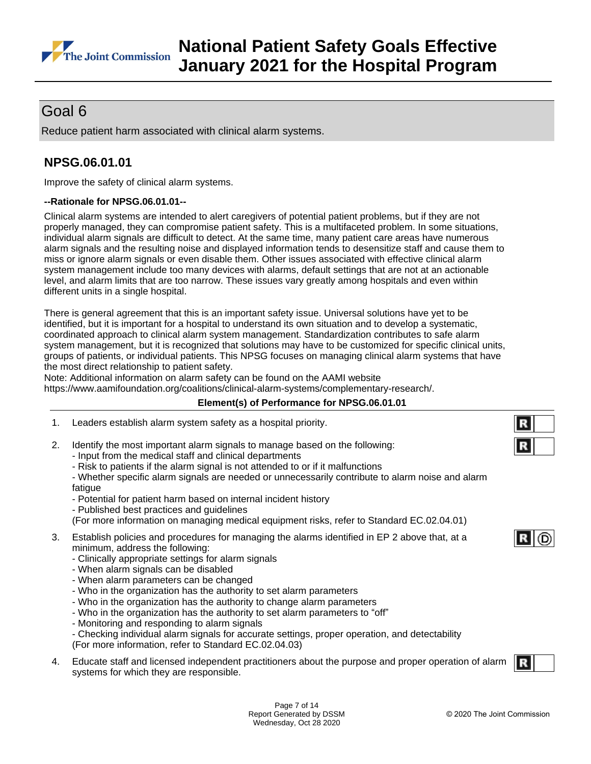## Goal 6

Reduce patient harm associated with clinical alarm systems.

### NPSG.06.01.01

Improve the safety of clinical alarm systems.

**--Rationale for NPSG.06.01.01--**

Clinical alarm systems are intended to alert caregivers of potential patient problems, but if they are not properly managed, they can compromise patient safety. This is a multifaceted problem. In some situations, individual alarm signals are difficult to detect. At the same time, many patient care areas have numerous alarm signals and the resulting noise and displayed information tends to desensitize staff and cause them to miss or ignore alarm signals or even disable them. Other issues associated with effective clinical alarm system management include too many devices with alarms, default settings that are not at an actionable level, and alarm limits that are too narrow. These issues vary greatly among hospitals and even within different units in a single hospital.

There is general agreement that this is an important safety issue. Universal solutions have yet to be identified, but it is important for a hospital to understand its own situation and to develop a systematic, coordinated approach to clinical alarm system management. Standardization contributes to safe alarm system management, but it is recognized that solutions may have to be customized for specific clinical units, groups of patients, or individual patients. This NPSG focuses on managing clinical alarm systems that have the most direct relationship to patient safety.
Note: Additional information on alarm safety can be found on the AAMI website https://www.aamifoundation.org/coalitions/clinical-alarm-systems/complementary-research/.

**Element(s) of Performance for NPSG.06.01.01**

1. Leaders establish alarm system safety as a hospital priority. [R]

2. Identify the most important alarm signals to manage based on the following: [R]
   - Input from the medical staff and clinical departments
   - Risk to patients if the alarm signal is not attended to or if it malfunctions
   - Whether specific alarm signals are needed or unnecessarily contribute to alarm noise and alarm fatigue
   - Potential for patient harm based on internal incident history
   - Published best practices and guidelines

   (For more information on managing medical equipment risks, refer to Standard EC.02.04.01)

3. Establish policies and procedures for managing the alarms identified in EP 2 above that, at a minimum, address the following: [R] [D]
   - Clinically appropriate settings for alarm signals
   - When alarm signals can be disabled
   - When alarm parameters can be changed
   - Who in the organization has the authority to set alarm parameters
   - Who in the organization has the authority to change alarm parameters
   - Who in the organization has the authority to set alarm parameters to "off"
   - Monitoring and responding to alarm signals
   - Checking individual alarm signals for accurate settings, proper operation, and detectability

   (For more information, refer to Standard EC.02.04.03)

4. Educate staff and licensed independent practitioners about the purpose and proper operation of alarm systems for which they are responsible. [R]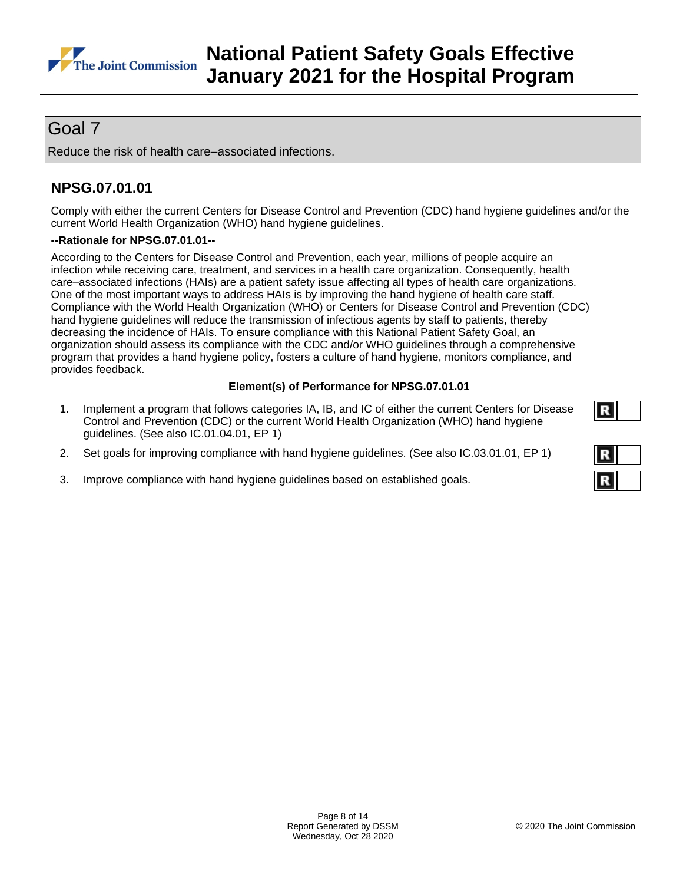## Goal 7

Reduce the risk of health care–associated infections.

### NPSG.07.01.01

Comply with either the current Centers for Disease Control and Prevention (CDC) hand hygiene guidelines and/or the current World Health Organization (WHO) hand hygiene guidelines.

**--Rationale for NPSG.07.01.01--**

According to the Centers for Disease Control and Prevention, each year, millions of people acquire an infection while receiving care, treatment, and services in a health care organization. Consequently, health care–associated infections (HAIs) are a patient safety issue affecting all types of health care organizations. One of the most important ways to address HAIs is by improving the hand hygiene of health care staff. Compliance with the World Health Organization (WHO) or Centers for Disease Control and Prevention (CDC) hand hygiene guidelines will reduce the transmission of infectious agents by staff to patients, thereby decreasing the incidence of HAIs. To ensure compliance with this National Patient Safety Goal, an organization should assess its compliance with the CDC and/or WHO guidelines through a comprehensive program that provides a hand hygiene policy, fosters a culture of hand hygiene, monitors compliance, and provides feedback.

**Element(s) of Performance for NPSG.07.01.01**

1. Implement a program that follows categories IA, IB, and IC of either the current Centers for Disease Control and Prevention (CDC) or the current World Health Organization (WHO) hand hygiene guidelines. (See also IC.01.04.01, EP 1) R
2. Set goals for improving compliance with hand hygiene guidelines. (See also IC.03.01.01, EP 1) R
3. Improve compliance with hand hygiene guidelines based on established goals. R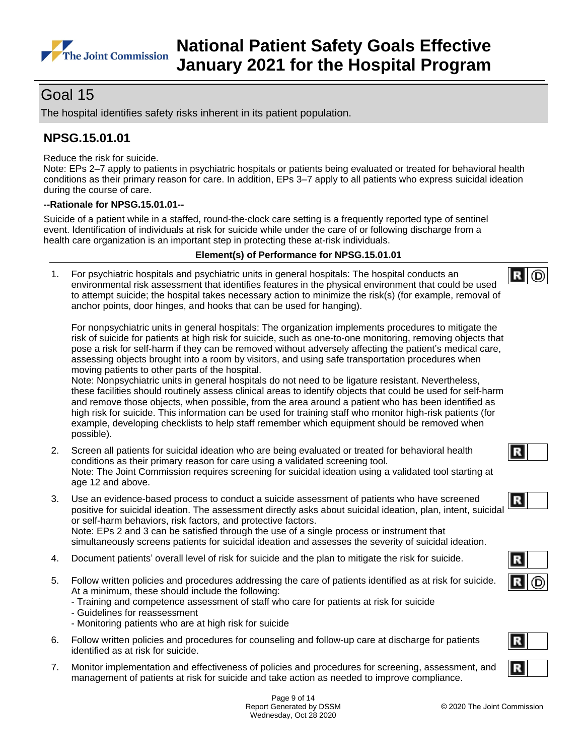# Goal 15

The hospital identifies safety risks inherent in its patient population.

## NPSG.15.01.01

Reduce the risk for suicide.
Note: EPs 2–7 apply to patients in psychiatric hospitals or patients being evaluated or treated for behavioral health conditions as their primary reason for care. In addition, EPs 3–7 apply to all patients who express suicidal ideation during the course of care.

**--Rationale for NPSG.15.01.01--**

Suicide of a patient while in a staffed, round-the-clock care setting is a frequently reported type of sentinel event. Identification of individuals at risk for suicide while under the care of or following discharge from a health care organization is an important step in protecting these at-risk individuals.

**Element(s) of Performance for NPSG.15.01.01**

1. For psychiatric hospitals and psychiatric units in general hospitals: The hospital conducts an environmental risk assessment that identifies features in the physical environment that could be used to attempt suicide; the hospital takes necessary action to minimize the risk(s) (for example, removal of anchor points, door hinges, and hooks that can be used for hanging). **R** **D**

   For nonpsychiatric units in general hospitals: The organization implements procedures to mitigate the risk of suicide for patients at high risk for suicide, such as one-to-one monitoring, removing objects that pose a risk for self-harm if they can be removed without adversely affecting the patient's medical care, assessing objects brought into a room by visitors, and using safe transportation procedures when moving patients to other parts of the hospital.
   Note: Nonpsychiatric units in general hospitals do not need to be ligature resistant. Nevertheless, these facilities should routinely assess clinical areas to identify objects that could be used for self-harm and remove those objects, when possible, from the area around a patient who has been identified as high risk for suicide. This information can be used for training staff who monitor high-risk patients (for example, developing checklists to help staff remember which equipment should be removed when possible).

2. Screen all patients for suicidal ideation who are being evaluated or treated for behavioral health conditions as their primary reason for care using a validated screening tool. **R**
   Note: The Joint Commission requires screening for suicidal ideation using a validated tool starting at age 12 and above.

3. Use an evidence-based process to conduct a suicide assessment of patients who have screened positive for suicidal ideation. The assessment directly asks about suicidal ideation, plan, intent, suicidal or self-harm behaviors, risk factors, and protective factors. **R**
   Note: EPs 2 and 3 can be satisfied through the use of a single process or instrument that simultaneously screens patients for suicidal ideation and assesses the severity of suicidal ideation.

4. Document patients' overall level of risk for suicide and the plan to mitigate the risk for suicide. **R**

5. Follow written policies and procedures addressing the care of patients identified as at risk for suicide. At a minimum, these should include the following: **R** **D**
   - Training and competence assessment of staff who care for patients at risk for suicide
   - Guidelines for reassessment
   - Monitoring patients who are at high risk for suicide

6. Follow written policies and procedures for counseling and follow-up care at discharge for patients identified as at risk for suicide. **R**

7. Monitor implementation and effectiveness of policies and procedures for screening, assessment, and management of patients at risk for suicide and take action as needed to improve compliance. **R**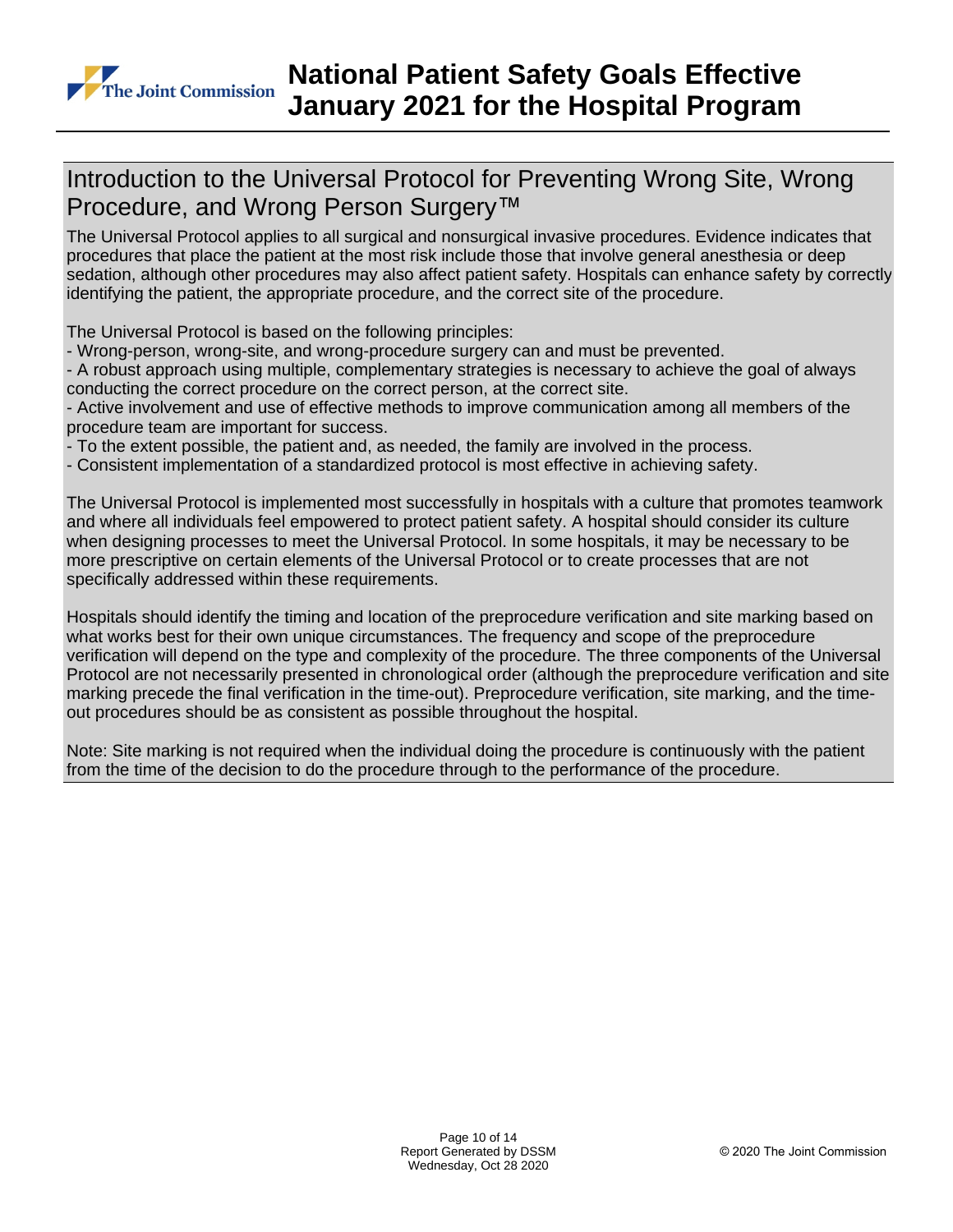## Introduction to the Universal Protocol for Preventing Wrong Site, Wrong Procedure, and Wrong Person Surgery™

The Universal Protocol applies to all surgical and nonsurgical invasive procedures. Evidence indicates that procedures that place the patient at the most risk include those that involve general anesthesia or deep sedation, although other procedures may also affect patient safety. Hospitals can enhance safety by correctly identifying the patient, the appropriate procedure, and the correct site of the procedure.

The Universal Protocol is based on the following principles:
- Wrong-person, wrong-site, and wrong-procedure surgery can and must be prevented.
- A robust approach using multiple, complementary strategies is necessary to achieve the goal of always conducting the correct procedure on the correct person, at the correct site.
- Active involvement and use of effective methods to improve communication among all members of the procedure team are important for success.
- To the extent possible, the patient and, as needed, the family are involved in the process.
- Consistent implementation of a standardized protocol is most effective in achieving safety.

The Universal Protocol is implemented most successfully in hospitals with a culture that promotes teamwork and where all individuals feel empowered to protect patient safety. A hospital should consider its culture when designing processes to meet the Universal Protocol. In some hospitals, it may be necessary to be more prescriptive on certain elements of the Universal Protocol or to create processes that are not specifically addressed within these requirements.

Hospitals should identify the timing and location of the preprocedure verification and site marking based on what works best for their own unique circumstances. The frequency and scope of the preprocedure verification will depend on the type and complexity of the procedure. The three components of the Universal Protocol are not necessarily presented in chronological order (although the preprocedure verification and site marking precede the final verification in the time-out). Preprocedure verification, site marking, and the time-out procedures should be as consistent as possible throughout the hospital.

Note: Site marking is not required when the individual doing the procedure is continuously with the patient from the time of the decision to do the procedure through to the performance of the procedure.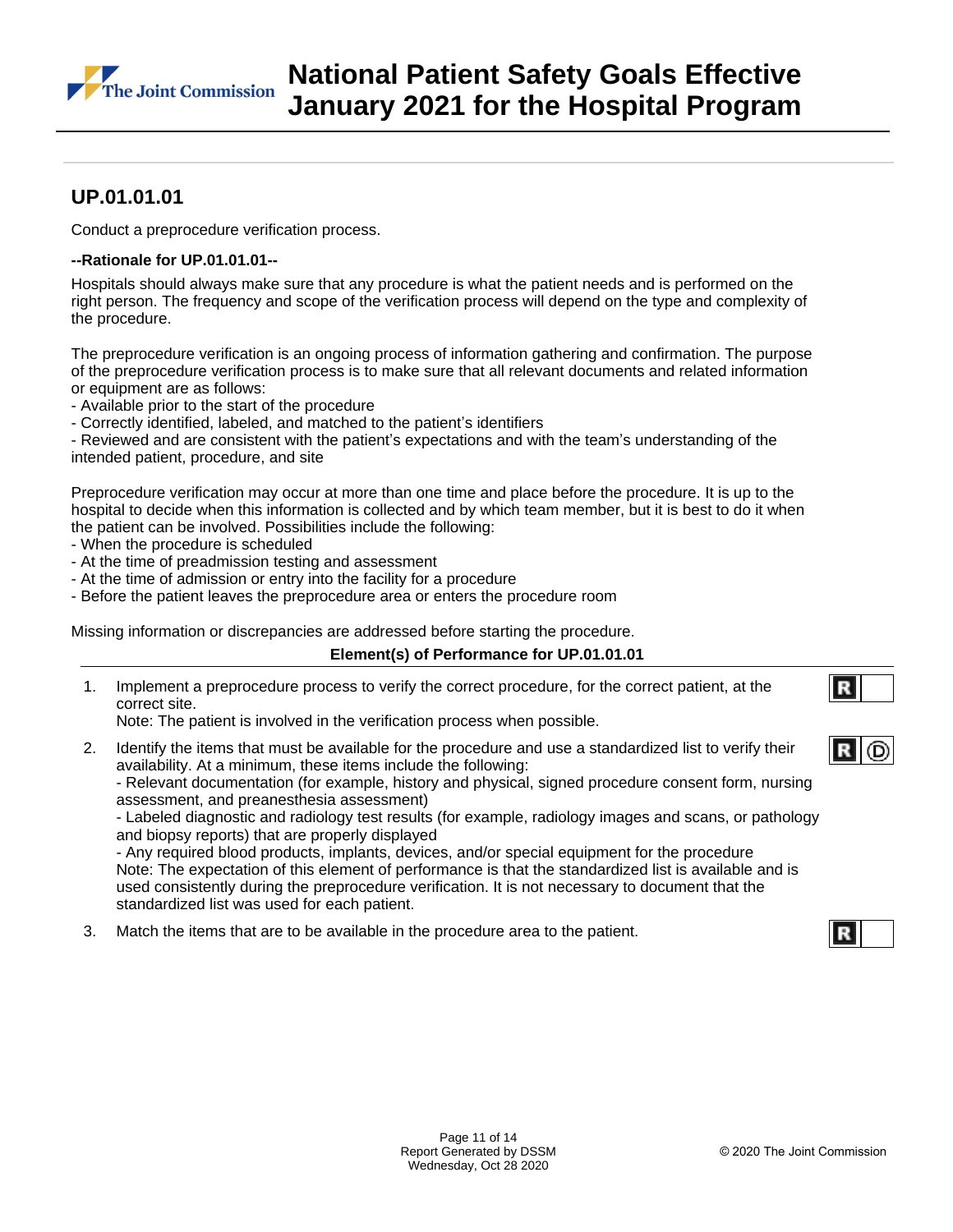## UP.01.01.01

Conduct a preprocedure verification process.

**--Rationale for UP.01.01.01--**

Hospitals should always make sure that any procedure is what the patient needs and is performed on the right person. The frequency and scope of the verification process will depend on the type and complexity of the procedure.

The preprocedure verification is an ongoing process of information gathering and confirmation. The purpose of the preprocedure verification process is to make sure that all relevant documents and related information or equipment are as follows:
- Available prior to the start of the procedure
- Correctly identified, labeled, and matched to the patient's identifiers
- Reviewed and are consistent with the patient's expectations and with the team's understanding of the intended patient, procedure, and site

Preprocedure verification may occur at more than one time and place before the procedure. It is up to the hospital to decide when this information is collected and by which team member, but it is best to do it when the patient can be involved. Possibilities include the following:
- When the procedure is scheduled
- At the time of preadmission testing and assessment
- At the time of admission or entry into the facility for a procedure
- Before the patient leaves the preprocedure area or enters the procedure room

Missing information or discrepancies are addressed before starting the procedure.

**Element(s) of Performance for UP.01.01.01**

1. Implement a preprocedure process to verify the correct procedure, for the correct patient, at the correct site.
   Note: The patient is involved in the verification process when possible. **R**

2. Identify the items that must be available for the procedure and use a standardized list to verify their availability. At a minimum, these items include the following:
   - Relevant documentation (for example, history and physical, signed procedure consent form, nursing assessment, and preanesthesia assessment)
   - Labeled diagnostic and radiology test results (for example, radiology images and scans, or pathology and biopsy reports) that are properly displayed
   - Any required blood products, implants, devices, and/or special equipment for the procedure
   
   Note: The expectation of this element of performance is that the standardized list is available and is used consistently during the preprocedure verification. It is not necessary to document that the standardized list was used for each patient. **R** **D**

3. Match the items that are to be available in the procedure area to the patient. **R**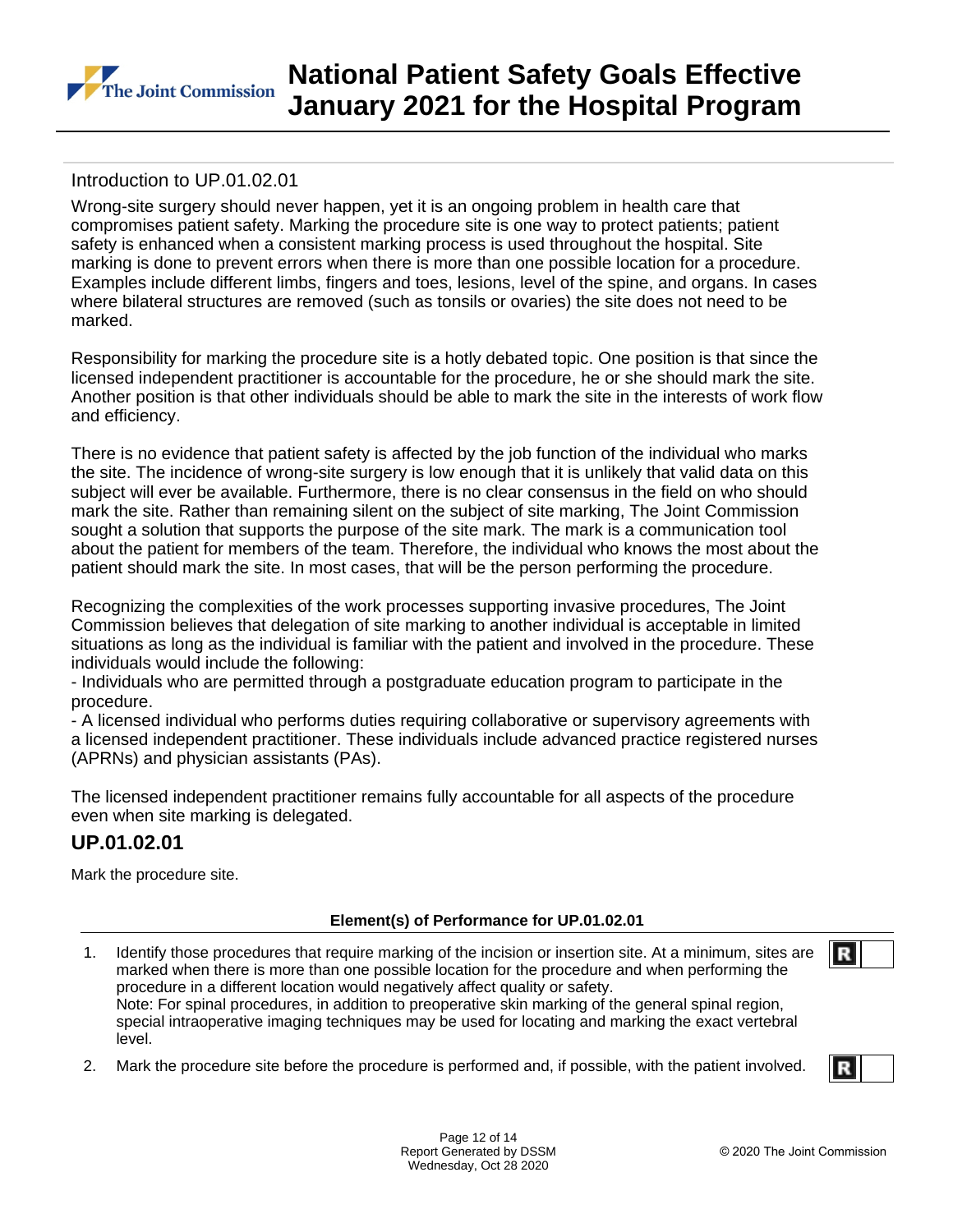Introduction to UP.01.02.01

Wrong-site surgery should never happen, yet it is an ongoing problem in health care that compromises patient safety. Marking the procedure site is one way to protect patients; patient safety is enhanced when a consistent marking process is used throughout the hospital. Site marking is done to prevent errors when there is more than one possible location for a procedure. Examples include different limbs, fingers and toes, lesions, level of the spine, and organs. In cases where bilateral structures are removed (such as tonsils or ovaries) the site does not need to be marked.

Responsibility for marking the procedure site is a hotly debated topic. One position is that since the licensed independent practitioner is accountable for the procedure, he or she should mark the site. Another position is that other individuals should be able to mark the site in the interests of work flow and efficiency.

There is no evidence that patient safety is affected by the job function of the individual who marks the site. The incidence of wrong-site surgery is low enough that it is unlikely that valid data on this subject will ever be available. Furthermore, there is no clear consensus in the field on who should mark the site. Rather than remaining silent on the subject of site marking, The Joint Commission sought a solution that supports the purpose of the site mark. The mark is a communication tool about the patient for members of the team. Therefore, the individual who knows the most about the patient should mark the site. In most cases, that will be the person performing the procedure.

Recognizing the complexities of the work processes supporting invasive procedures, The Joint Commission believes that delegation of site marking to another individual is acceptable in limited situations as long as the individual is familiar with the patient and involved in the procedure. These individuals would include the following:
- Individuals who are permitted through a postgraduate education program to participate in the procedure.
- A licensed individual who performs duties requiring collaborative or supervisory agreements with a licensed independent practitioner. These individuals include advanced practice registered nurses (APRNs) and physician assistants (PAs).

The licensed independent practitioner remains fully accountable for all aspects of the procedure even when site marking is delegated.

## UP.01.02.01

Mark the procedure site.

**Element(s) of Performance for UP.01.02.01**

1. Identify those procedures that require marking of the incision or insertion site. At a minimum, sites are marked when there is more than one possible location for the procedure and when performing the procedure in a different location would negatively affect quality or safety. **R**
   Note: For spinal procedures, in addition to preoperative skin marking of the general spinal region, special intraoperative imaging techniques may be used for locating and marking the exact vertebral level.
2. Mark the procedure site before the procedure is performed and, if possible, with the patient involved. **R**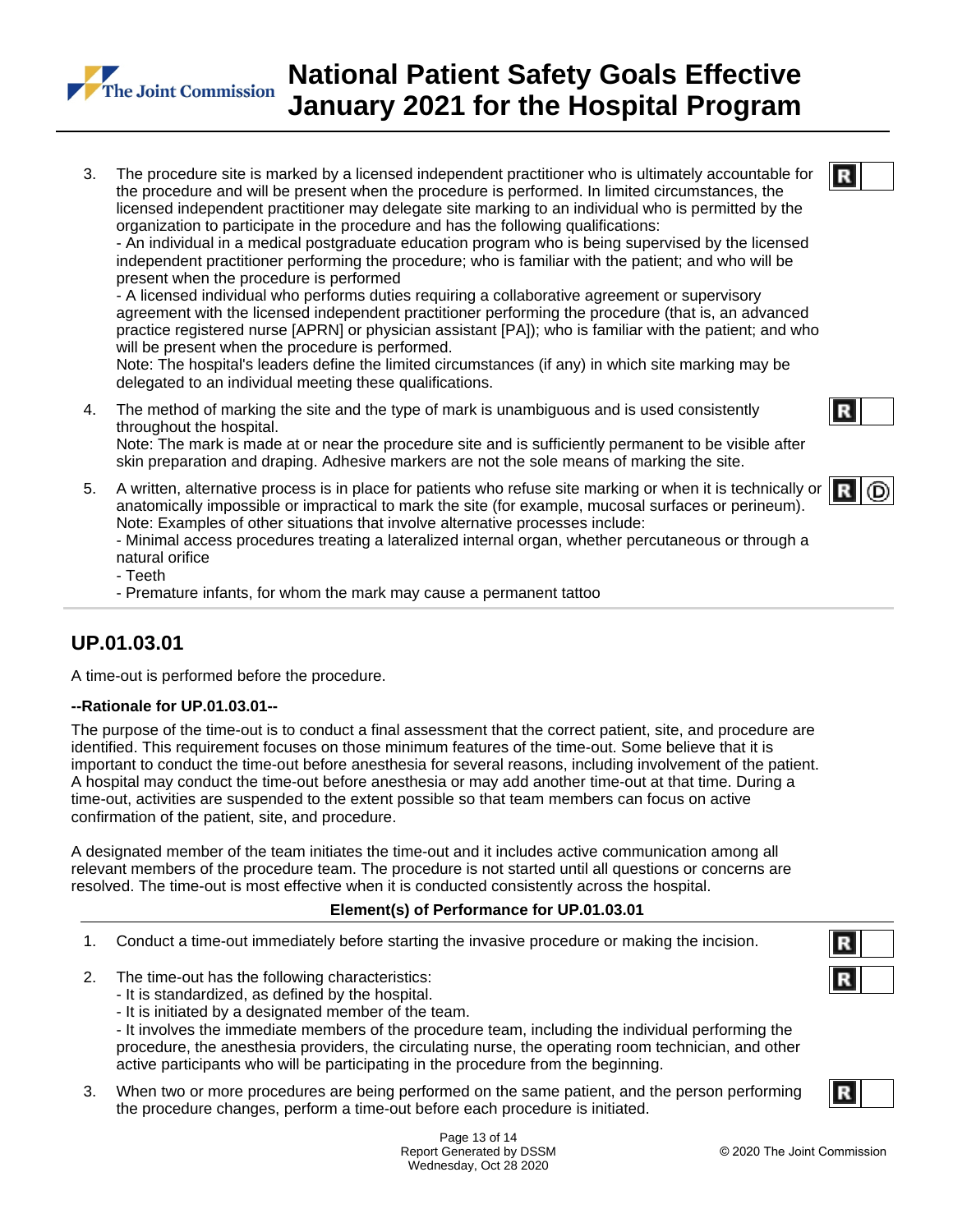3. The procedure site is marked by a licensed independent practitioner who is ultimately accountable for the procedure and will be present when the procedure is performed. In limited circumstances, the licensed independent practitioner may delegate site marking to an individual who is permitted by the organization to participate in the procedure and has the following qualifications:
   - An individual in a medical postgraduate education program who is being supervised by the licensed independent practitioner performing the procedure; who is familiar with the patient; and who will be present when the procedure is performed
   - A licensed individual who performs duties requiring a collaborative agreement or supervisory agreement with the licensed independent practitioner performing the procedure (that is, an advanced practice registered nurse [APRN] or physician assistant [PA]); who is familiar with the patient; and who will be present when the procedure is performed.

   Note: The hospital's leaders define the limited circumstances (if any) in which site marking may be delegated to an individual meeting these qualifications.

   R

4. The method of marking the site and the type of mark is unambiguous and is used consistently throughout the hospital.
   Note: The mark is made at or near the procedure site and is sufficiently permanent to be visible after skin preparation and draping. Adhesive markers are not the sole means of marking the site.

   R

5. A written, alternative process is in place for patients who refuse site marking or when it is technically or anatomically impossible or impractical to mark the site (for example, mucosal surfaces or perineum).
   Note: Examples of other situations that involve alternative processes include:
   - Minimal access procedures treating a lateralized internal organ, whether percutaneous or through a natural orifice
   - Teeth
   - Premature infants, for whom the mark may cause a permanent tattoo

   R (D)

## UP.01.03.01

A time-out is performed before the procedure.

**--Rationale for UP.01.03.01--**

The purpose of the time-out is to conduct a final assessment that the correct patient, site, and procedure are identified. This requirement focuses on those minimum features of the time-out. Some believe that it is important to conduct the time-out before anesthesia for several reasons, including involvement of the patient. A hospital may conduct the time-out before anesthesia or may add another time-out at that time. During a time-out, activities are suspended to the extent possible so that team members can focus on active confirmation of the patient, site, and procedure.

A designated member of the team initiates the time-out and it includes active communication among all relevant members of the procedure team. The procedure is not started until all questions or concerns are resolved. The time-out is most effective when it is conducted consistently across the hospital.

**Element(s) of Performance for UP.01.03.01**

1. Conduct a time-out immediately before starting the invasive procedure or making the incision.

   R

2. The time-out has the following characteristics:
   - It is standardized, as defined by the hospital.
   - It is initiated by a designated member of the team.
   - It involves the immediate members of the procedure team, including the individual performing the procedure, the anesthesia providers, the circulating nurse, the operating room technician, and other active participants who will be participating in the procedure from the beginning.

   R

3. When two or more procedures are being performed on the same patient, and the person performing the procedure changes, perform a time-out before each procedure is initiated.

   R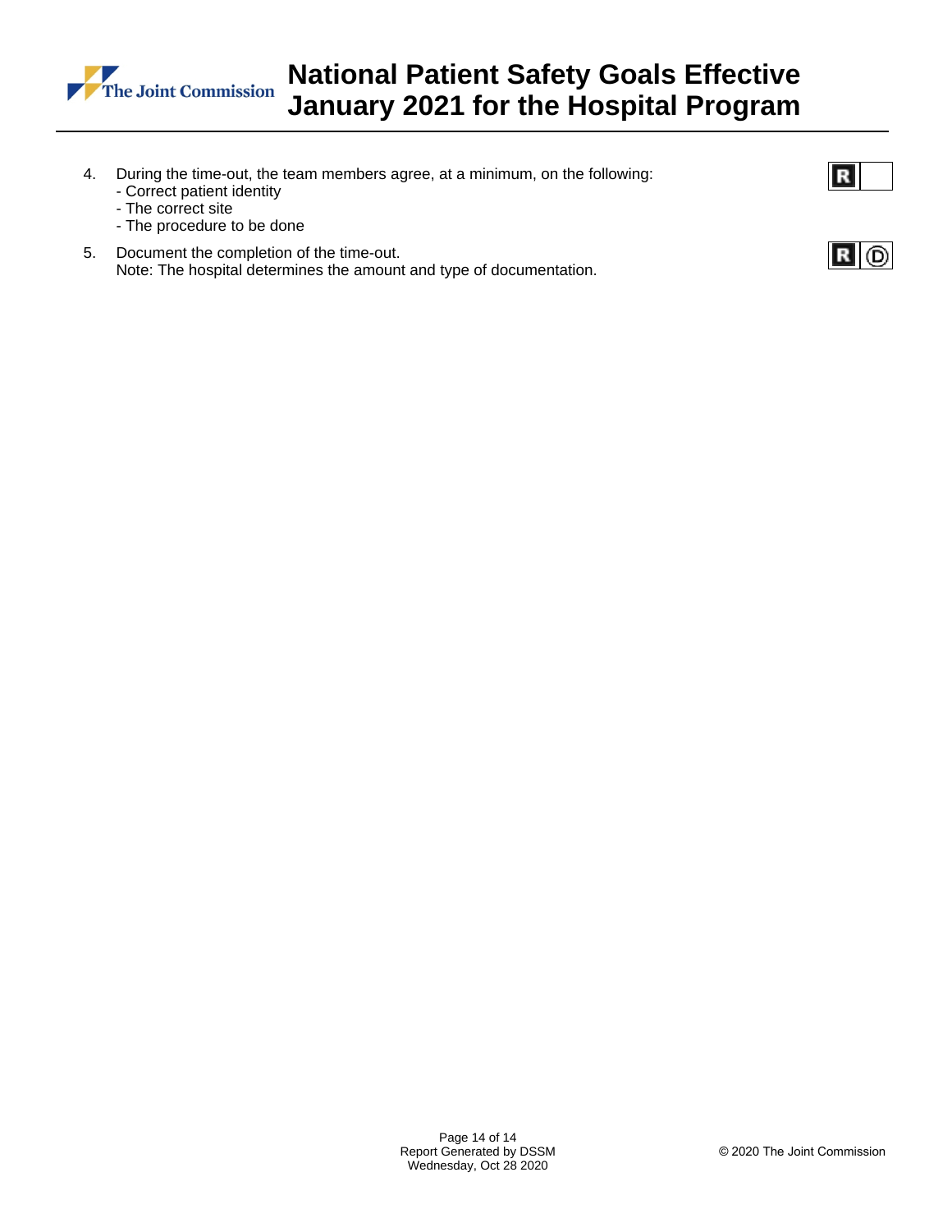4. During the time-out, the team members agree, at a minimum, on the following:
   - Correct patient identity
   - The correct site
   - The procedure to be done

   R

5. Document the completion of the time-out.
   Note: The hospital determines the amount and type of documentation.

   R (D)